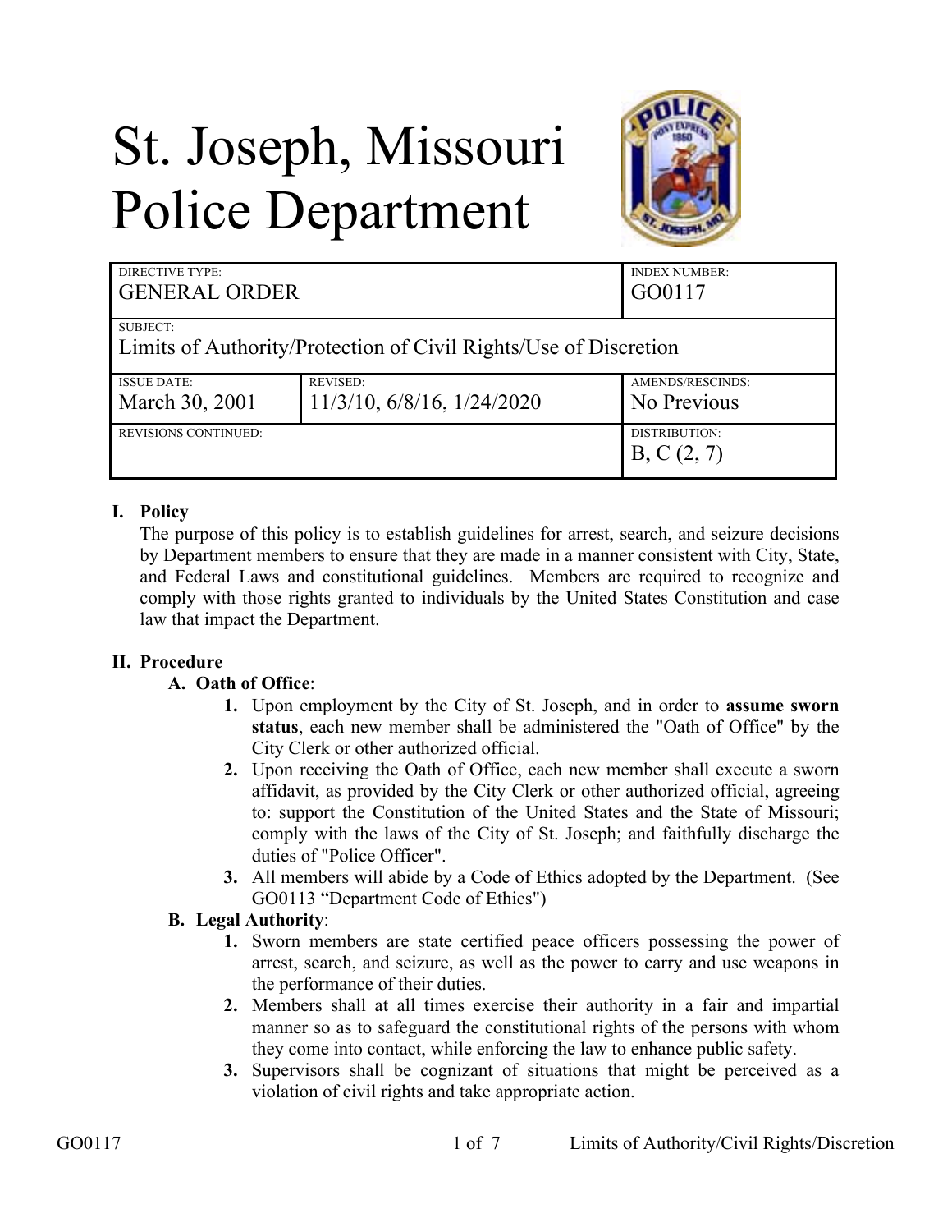# St. Joseph, Missouri Police Department

| DIRECTIVE TYPE: GENERAL ORDER | | INDEX NUMBER: GO0117 |
|---|---|---|
| SUBJECT: Limits of Authority/Protection of Civil Rights/Use of Discretion | | |
| ISSUE DATE: March 30, 2001 | REVISED: 11/3/10, 6/8/16, 1/24/2020 | AMENDS/RESCINDS: No Previous |
| REVISIONS CONTINUED: | | DISTRIBUTION: B, C (2, 7) |

## I. Policy

The purpose of this policy is to establish guidelines for arrest, search, and seizure decisions by Department members to ensure that they are made in a manner consistent with City, State, and Federal Laws and constitutional guidelines. Members are required to recognize and comply with those rights granted to individuals by the United States Constitution and case law that impact the Department.

## II. Procedure

### A. Oath of Office:

1. Upon employment by the City of St. Joseph, and in order to **assume sworn status**, each new member shall be administered the "Oath of Office" by the City Clerk or other authorized official.
2. Upon receiving the Oath of Office, each new member shall execute a sworn affidavit, as provided by the City Clerk or other authorized official, agreeing to: support the Constitution of the United States and the State of Missouri; comply with the laws of the City of St. Joseph; and faithfully discharge the duties of "Police Officer".
3. All members will abide by a Code of Ethics adopted by the Department. (See GO0113 "Department Code of Ethics")

### B. Legal Authority:

1. Sworn members are state certified peace officers possessing the power of arrest, search, and seizure, as well as the power to carry and use weapons in the performance of their duties.
2. Members shall at all times exercise their authority in a fair and impartial manner so as to safeguard the constitutional rights of the persons with whom they come into contact, while enforcing the law to enhance public safety.
3. Supervisors shall be cognizant of situations that might be perceived as a violation of civil rights and take appropriate action.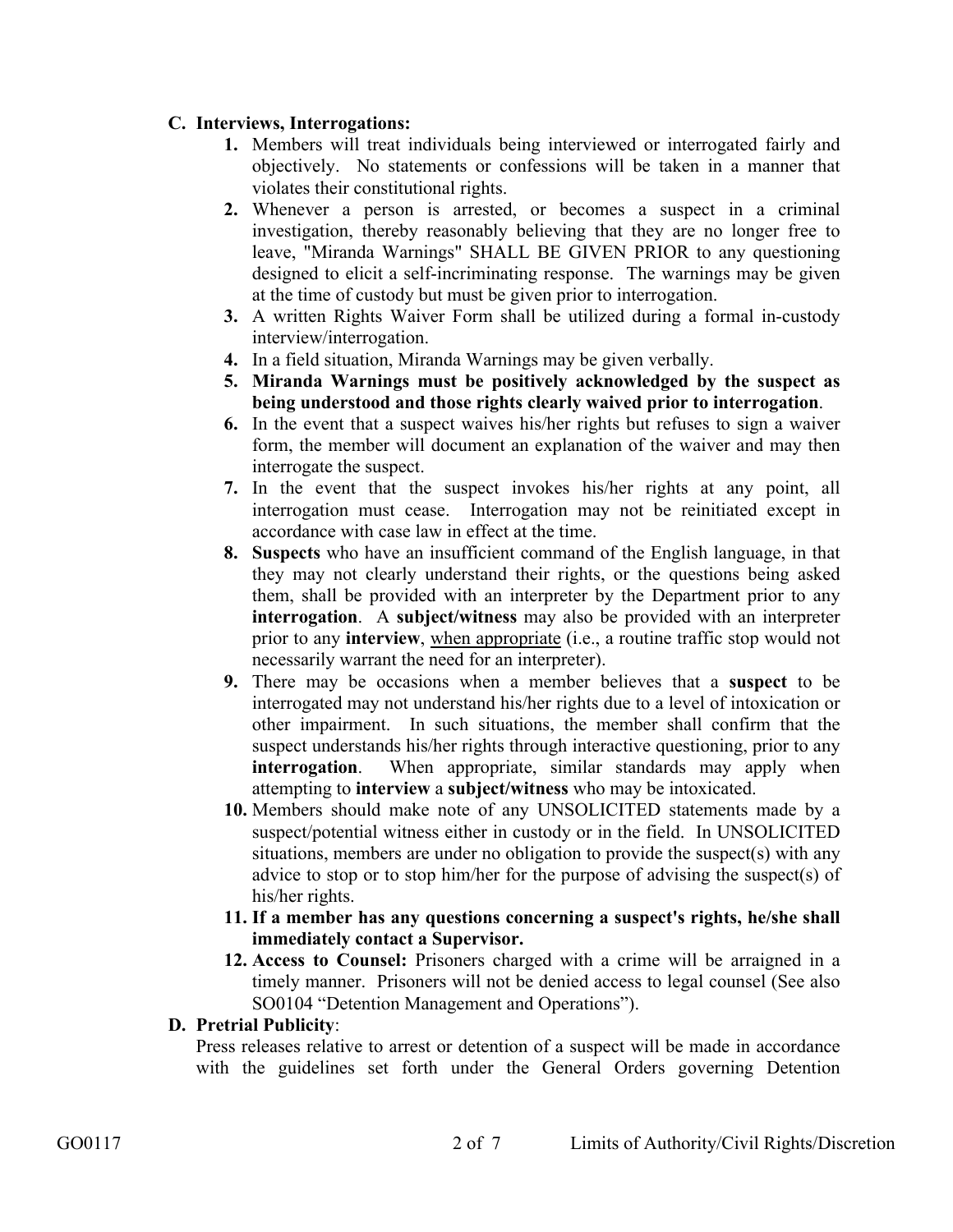### C. Interviews, Interrogations:

1. Members will treat individuals being interviewed or interrogated fairly and objectively. No statements or confessions will be taken in a manner that violates their constitutional rights.
2. Whenever a person is arrested, or becomes a suspect in a criminal investigation, thereby reasonably believing that they are no longer free to leave, "Miranda Warnings" SHALL BE GIVEN PRIOR to any questioning designed to elicit a self-incriminating response. The warnings may be given at the time of custody but must be given prior to interrogation.
3. A written Rights Waiver Form shall be utilized during a formal in-custody interview/interrogation.
4. In a field situation, Miranda Warnings may be given verbally.
5. **Miranda Warnings must be positively acknowledged by the suspect as being understood and those rights clearly waived prior to interrogation**.
6. In the event that a suspect waives his/her rights but refuses to sign a waiver form, the member will document an explanation of the waiver and may then interrogate the suspect.
7. In the event that the suspect invokes his/her rights at any point, all interrogation must cease. Interrogation may not be reinitiated except in accordance with case law in effect at the time.
8. **Suspects** who have an insufficient command of the English language, in that they may not clearly understand their rights, or the questions being asked them, shall be provided with an interpreter by the Department prior to any **interrogation**. A **subject/witness** may also be provided with an interpreter prior to any **interview**, <u>when appropriate</u> (i.e., a routine traffic stop would not necessarily warrant the need for an interpreter).
9. There may be occasions when a member believes that a **suspect** to be interrogated may not understand his/her rights due to a level of intoxication or other impairment. In such situations, the member shall confirm that the suspect understands his/her rights through interactive questioning, prior to any **interrogation**. When appropriate, similar standards may apply when attempting to **interview** a **subject/witness** who may be intoxicated.
10. Members should make note of any UNSOLICITED statements made by a suspect/potential witness either in custody or in the field. In UNSOLICITED situations, members are under no obligation to provide the suspect(s) with any advice to stop or to stop him/her for the purpose of advising the suspect(s) of his/her rights.
11. **If a member has any questions concerning a suspect's rights, he/she shall immediately contact a Supervisor.**
12. **Access to Counsel:** Prisoners charged with a crime will be arraigned in a timely manner. Prisoners will not be denied access to legal counsel (See also SO0104 "Detention Management and Operations").

### D. Pretrial Publicity:

Press releases relative to arrest or detention of a suspect will be made in accordance with the guidelines set forth under the General Orders governing Detention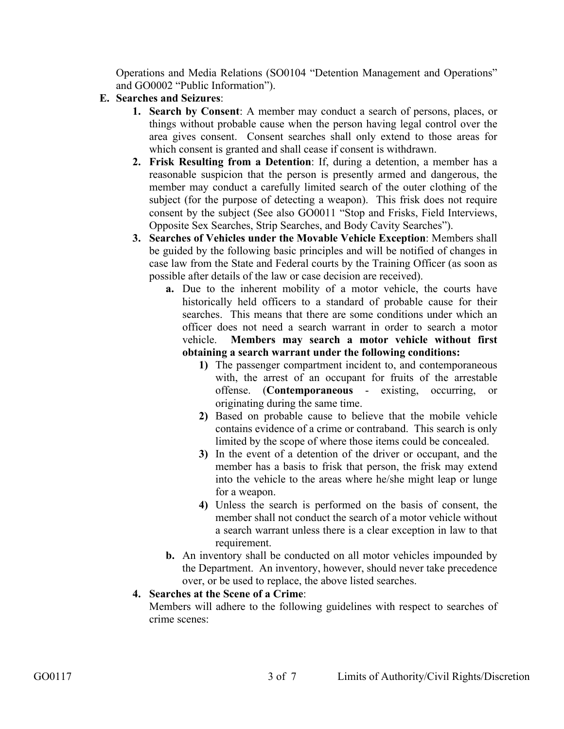Operations and Media Relations (SO0104 "Detention Management and Operations" and GO0002 "Public Information").

**E. Searches and Seizures**:

1. **Search by Consent**: A member may conduct a search of persons, places, or things without probable cause when the person having legal control over the area gives consent. Consent searches shall only extend to those areas for which consent is granted and shall cease if consent is withdrawn.
2. **Frisk Resulting from a Detention**: If, during a detention, a member has a reasonable suspicion that the person is presently armed and dangerous, the member may conduct a carefully limited search of the outer clothing of the subject (for the purpose of detecting a weapon). This frisk does not require consent by the subject (See also GO0011 "Stop and Frisks, Field Interviews, Opposite Sex Searches, Strip Searches, and Body Cavity Searches").
3. **Searches of Vehicles under the Movable Vehicle Exception**: Members shall be guided by the following basic principles and will be notified of changes in case law from the State and Federal courts by the Training Officer (as soon as possible after details of the law or case decision are received).
   - **a.** Due to the inherent mobility of a motor vehicle, the courts have historically held officers to a standard of probable cause for their searches. This means that there are some conditions under which an officer does not need a search warrant in order to search a motor vehicle. **Members may search a motor vehicle without first obtaining a search warrant under the following conditions:**
     - **1)** The passenger compartment incident to, and contemporaneous with, the arrest of an occupant for fruits of the arrestable offense. (**Contemporaneous** - existing, occurring, or originating during the same time.
     - **2)** Based on probable cause to believe that the mobile vehicle contains evidence of a crime or contraband. This search is only limited by the scope of where those items could be concealed.
     - **3)** In the event of a detention of the driver or occupant, and the member has a basis to frisk that person, the frisk may extend into the vehicle to the areas where he/she might leap or lunge for a weapon.
     - **4)** Unless the search is performed on the basis of consent, the member shall not conduct the search of a motor vehicle without a search warrant unless there is a clear exception in law to that requirement.
   - **b.** An inventory shall be conducted on all motor vehicles impounded by the Department. An inventory, however, should never take precedence over, or be used to replace, the above listed searches.
4. **Searches at the Scene of a Crime**:
   Members will adhere to the following guidelines with respect to searches of crime scenes: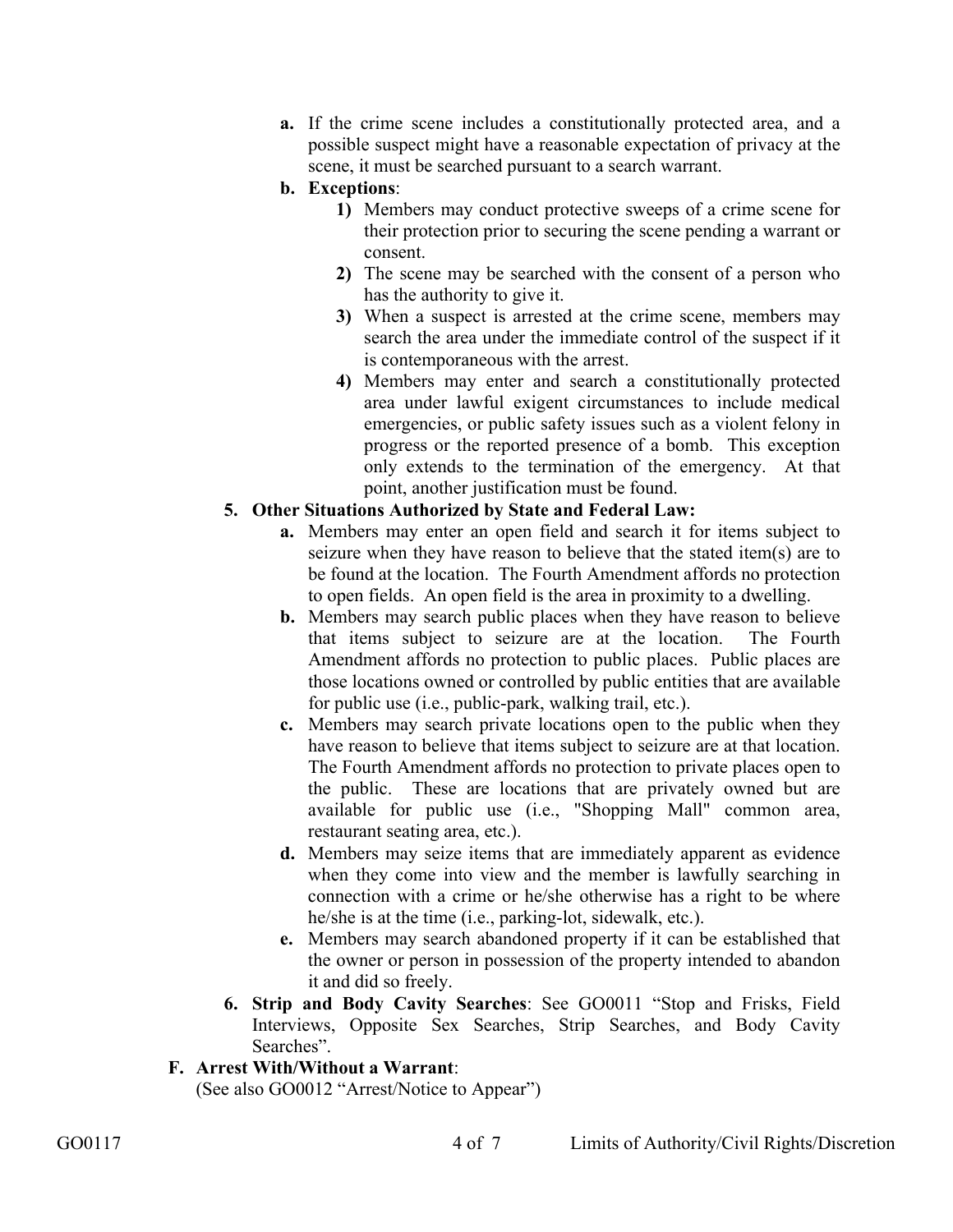a. If the crime scene includes a constitutionally protected area, and a possible suspect might have a reasonable expectation of privacy at the scene, it must be searched pursuant to a search warrant.

b. **Exceptions**:

   1) Members may conduct protective sweeps of a crime scene for their protection prior to securing the scene pending a warrant or consent.

   2) The scene may be searched with the consent of a person who has the authority to give it.

   3) When a suspect is arrested at the crime scene, members may search the area under the immediate control of the suspect if it is contemporaneous with the arrest.

   4) Members may enter and search a constitutionally protected area under lawful exigent circumstances to include medical emergencies, or public safety issues such as a violent felony in progress or the reported presence of a bomb. This exception only extends to the termination of the emergency. At that point, another justification must be found.

**5. Other Situations Authorized by State and Federal Law:**

a. Members may enter an open field and search it for items subject to seizure when they have reason to believe that the stated item(s) are to be found at the location. The Fourth Amendment affords no protection to open fields. An open field is the area in proximity to a dwelling.

b. Members may search public places when they have reason to believe that items subject to seizure are at the location. The Fourth Amendment affords no protection to public places. Public places are those locations owned or controlled by public entities that are available for public use (i.e., public-park, walking trail, etc.).

c. Members may search private locations open to the public when they have reason to believe that items subject to seizure are at that location. The Fourth Amendment affords no protection to private places open to the public. These are locations that are privately owned but are available for public use (i.e., "Shopping Mall" common area, restaurant seating area, etc.).

d. Members may seize items that are immediately apparent as evidence when they come into view and the member is lawfully searching in connection with a crime or he/she otherwise has a right to be where he/she is at the time (i.e., parking-lot, sidewalk, etc.).

e. Members may search abandoned property if it can be established that the owner or person in possession of the property intended to abandon it and did so freely.

**6. Strip and Body Cavity Searches**: See GO0011 "Stop and Frisks, Field Interviews, Opposite Sex Searches, Strip Searches, and Body Cavity Searches".

**F. Arrest With/Without a Warrant**:

(See also GO0012 "Arrest/Notice to Appear")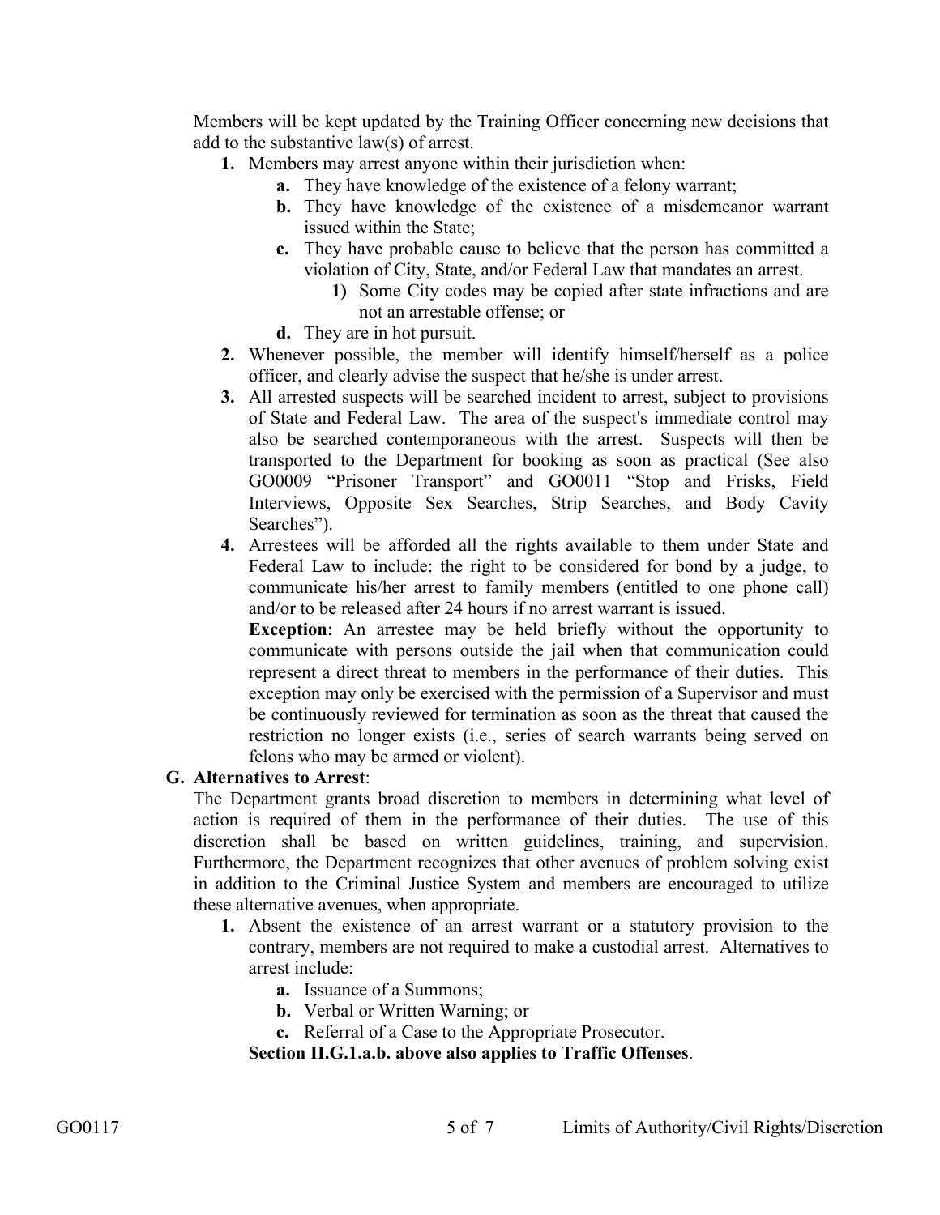Members will be kept updated by the Training Officer concerning new decisions that add to the substantive law(s) of arrest.

1. Members may arrest anyone within their jurisdiction when:
   - **a.** They have knowledge of the existence of a felony warrant;
   - **b.** They have knowledge of the existence of a misdemeanor warrant issued within the State;
   - **c.** They have probable cause to believe that the person has committed a violation of City, State, and/or Federal Law that mandates an arrest.
     - **1)** Some City codes may be copied after state infractions and are not an arrestable offense; or
   - **d.** They are in hot pursuit.
2. Whenever possible, the member will identify himself/herself as a police officer, and clearly advise the suspect that he/she is under arrest.
3. All arrested suspects will be searched incident to arrest, subject to provisions of State and Federal Law. The area of the suspect's immediate control may also be searched contemporaneous with the arrest. Suspects will then be transported to the Department for booking as soon as practical (See also GO0009 "Prisoner Transport" and GO0011 "Stop and Frisks, Field Interviews, Opposite Sex Searches, Strip Searches, and Body Cavity Searches").
4. Arrestees will be afforded all the rights available to them under State and Federal Law to include: the right to be considered for bond by a judge, to communicate his/her arrest to family members (entitled to one phone call) and/or to be released after 24 hours if no arrest warrant is issued.

   **Exception**: An arrestee may be held briefly without the opportunity to communicate with persons outside the jail when that communication could represent a direct threat to members in the performance of their duties. This exception may only be exercised with the permission of a Supervisor and must be continuously reviewed for termination as soon as the threat that caused the restriction no longer exists (i.e., series of search warrants being served on felons who may be armed or violent).

**G. Alternatives to Arrest**:

The Department grants broad discretion to members in determining what level of action is required of them in the performance of their duties. The use of this discretion shall be based on written guidelines, training, and supervision. Furthermore, the Department recognizes that other avenues of problem solving exist in addition to the Criminal Justice System and members are encouraged to utilize these alternative avenues, when appropriate.

1. Absent the existence of an arrest warrant or a statutory provision to the contrary, members are not required to make a custodial arrest. Alternatives to arrest include:
   - **a.** Issuance of a Summons;
   - **b.** Verbal or Written Warning; or
   - **c.** Referral of a Case to the Appropriate Prosecutor.

   **Section II.G.1.a.b. above also applies to Traffic Offenses**.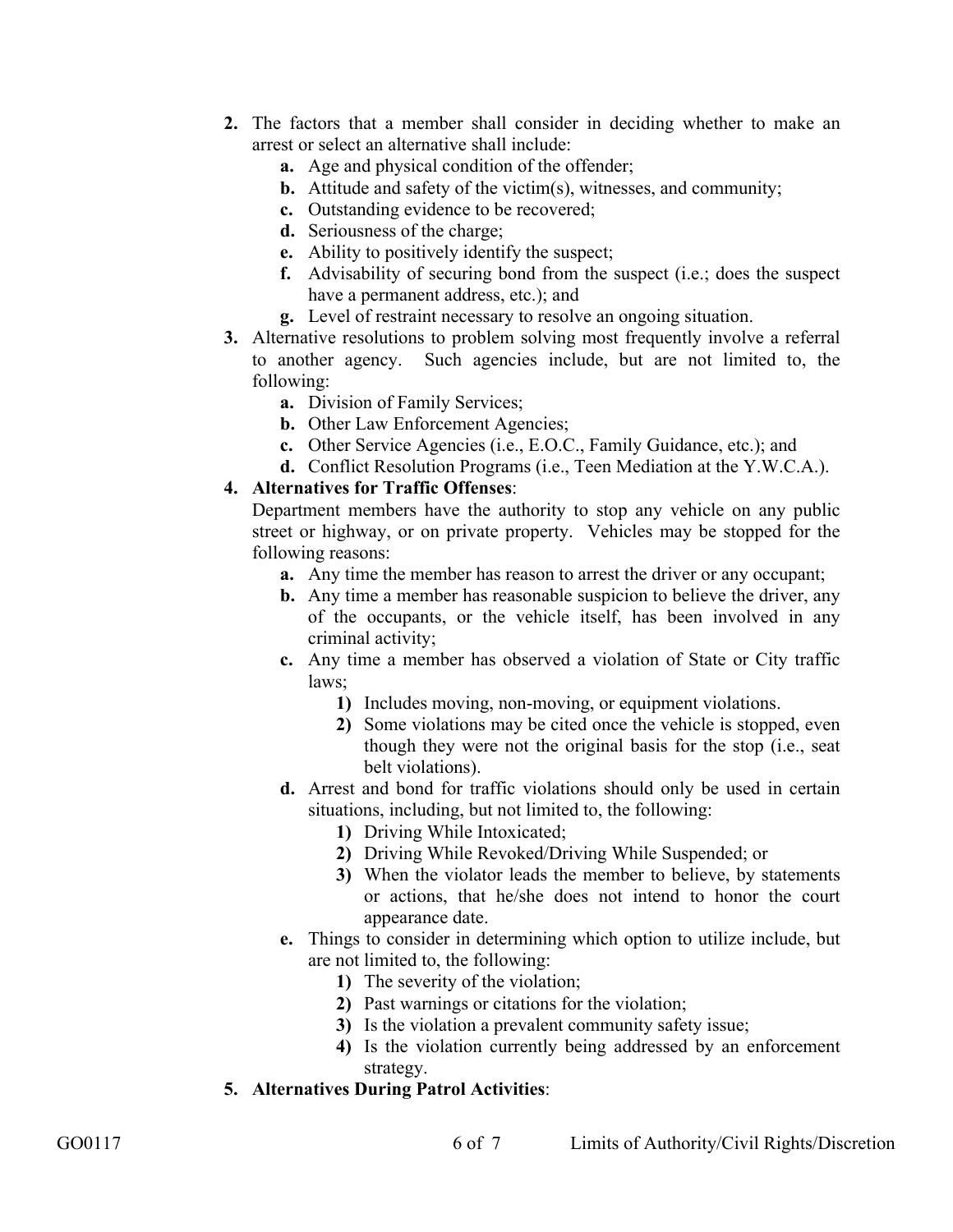2. The factors that a member shall consider in deciding whether to make an arrest or select an alternative shall include:
   - **a.** Age and physical condition of the offender;
   - **b.** Attitude and safety of the victim(s), witnesses, and community;
   - **c.** Outstanding evidence to be recovered;
   - **d.** Seriousness of the charge;
   - **e.** Ability to positively identify the suspect;
   - **f.** Advisability of securing bond from the suspect (i.e.; does the suspect have a permanent address, etc.); and
   - **g.** Level of restraint necessary to resolve an ongoing situation.
3. Alternative resolutions to problem solving most frequently involve a referral to another agency. Such agencies include, but are not limited to, the following:
   - **a.** Division of Family Services;
   - **b.** Other Law Enforcement Agencies;
   - **c.** Other Service Agencies (i.e., E.O.C., Family Guidance, etc.); and
   - **d.** Conflict Resolution Programs (i.e., Teen Mediation at the Y.W.C.A.).
4. **Alternatives for Traffic Offenses**:
   Department members have the authority to stop any vehicle on any public street or highway, or on private property. Vehicles may be stopped for the following reasons:
   - **a.** Any time the member has reason to arrest the driver or any occupant;
   - **b.** Any time a member has reasonable suspicion to believe the driver, any of the occupants, or the vehicle itself, has been involved in any criminal activity;
   - **c.** Any time a member has observed a violation of State or City traffic laws;
     - **1)** Includes moving, non-moving, or equipment violations.
     - **2)** Some violations may be cited once the vehicle is stopped, even though they were not the original basis for the stop (i.e., seat belt violations).
   - **d.** Arrest and bond for traffic violations should only be used in certain situations, including, but not limited to, the following:
     - **1)** Driving While Intoxicated;
     - **2)** Driving While Revoked/Driving While Suspended; or
     - **3)** When the violator leads the member to believe, by statements or actions, that he/she does not intend to honor the court appearance date.
   - **e.** Things to consider in determining which option to utilize include, but are not limited to, the following:
     - **1)** The severity of the violation;
     - **2)** Past warnings or citations for the violation;
     - **3)** Is the violation a prevalent community safety issue;
     - **4)** Is the violation currently being addressed by an enforcement strategy.
5. **Alternatives During Patrol Activities**: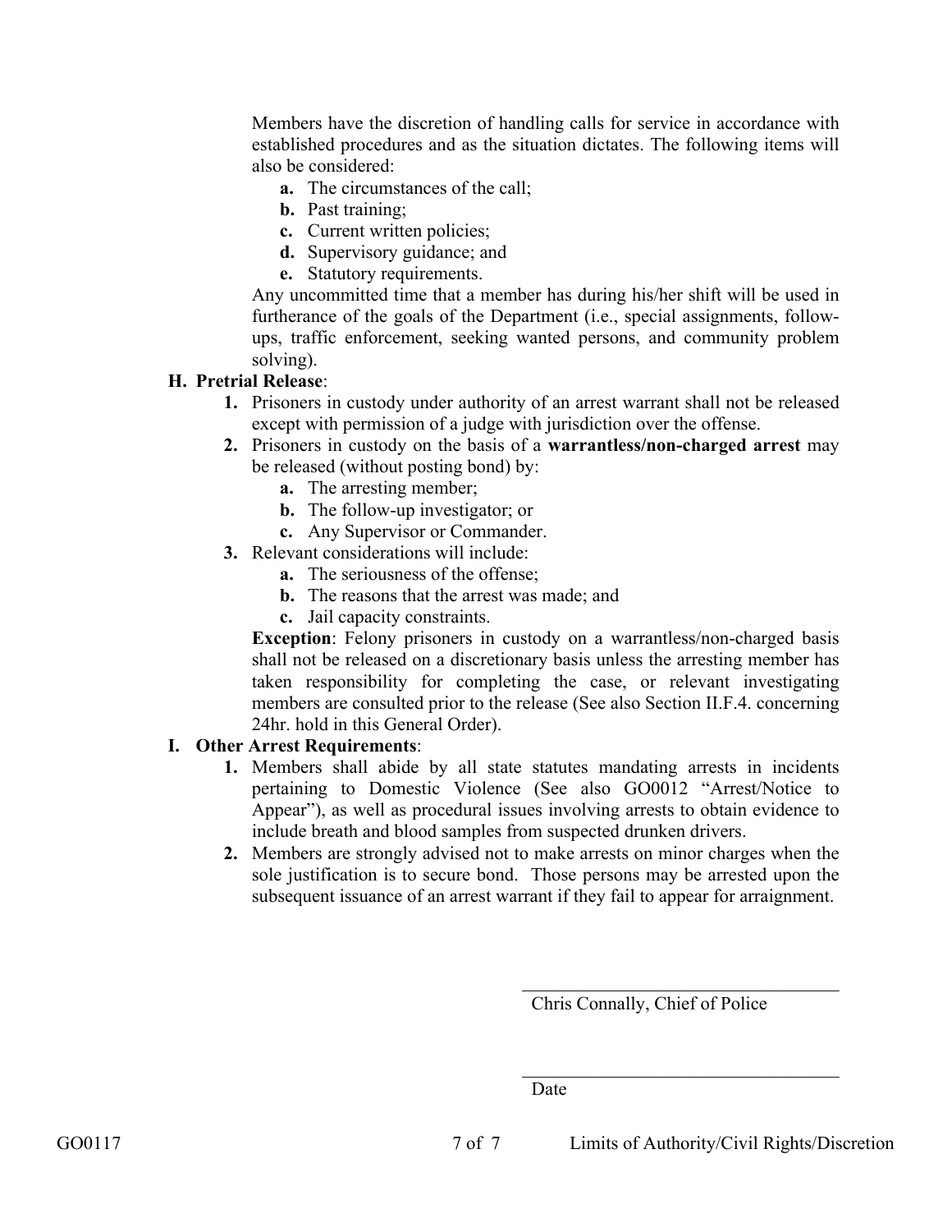Members have the discretion of handling calls for service in accordance with established procedures and as the situation dictates. The following items will also be considered:

- **a.** The circumstances of the call;
- **b.** Past training;
- **c.** Current written policies;
- **d.** Supervisory guidance; and
- **e.** Statutory requirements.

Any uncommitted time that a member has during his/her shift will be used in furtherance of the goals of the Department (i.e., special assignments, follow-ups, traffic enforcement, seeking wanted persons, and community problem solving).

**H. Pretrial Release**:

1. Prisoners in custody under authority of an arrest warrant shall not be released except with permission of a judge with jurisdiction over the offense.
2. Prisoners in custody on the basis of a **warrantless/non-charged arrest** may be released (without posting bond) by:
   - **a.** The arresting member;
   - **b.** The follow-up investigator; or
   - **c.** Any Supervisor or Commander.
3. Relevant considerations will include:
   - **a.** The seriousness of the offense;
   - **b.** The reasons that the arrest was made; and
   - **c.** Jail capacity constraints.

   **Exception**: Felony prisoners in custody on a warrantless/non-charged basis shall not be released on a discretionary basis unless the arresting member has taken responsibility for completing the case, or relevant investigating members are consulted prior to the release (See also Section II.F.4. concerning 24hr. hold in this General Order).

**I. Other Arrest Requirements**:

1. Members shall abide by all state statutes mandating arrests in incidents pertaining to Domestic Violence (See also GO0012 "Arrest/Notice to Appear"), as well as procedural issues involving arrests to obtain evidence to include breath and blood samples from suspected drunken drivers.
2. Members are strongly advised not to make arrests on minor charges when the sole justification is to secure bond. Those persons may be arrested upon the subsequent issuance of an arrest warrant if they fail to appear for arraignment.

\_\_\_\_\_\_\_\_\_\_\_\_\_\_\_\_\_\_\_\_\_\_\_\_\_\_\_\_\_\_\_\_\_\_
Chris Connally, Chief of Police

\_\_\_\_\_\_\_\_\_\_\_\_\_\_\_\_\_\_\_\_\_\_\_\_\_\_\_\_\_\_\_\_\_\_
Date